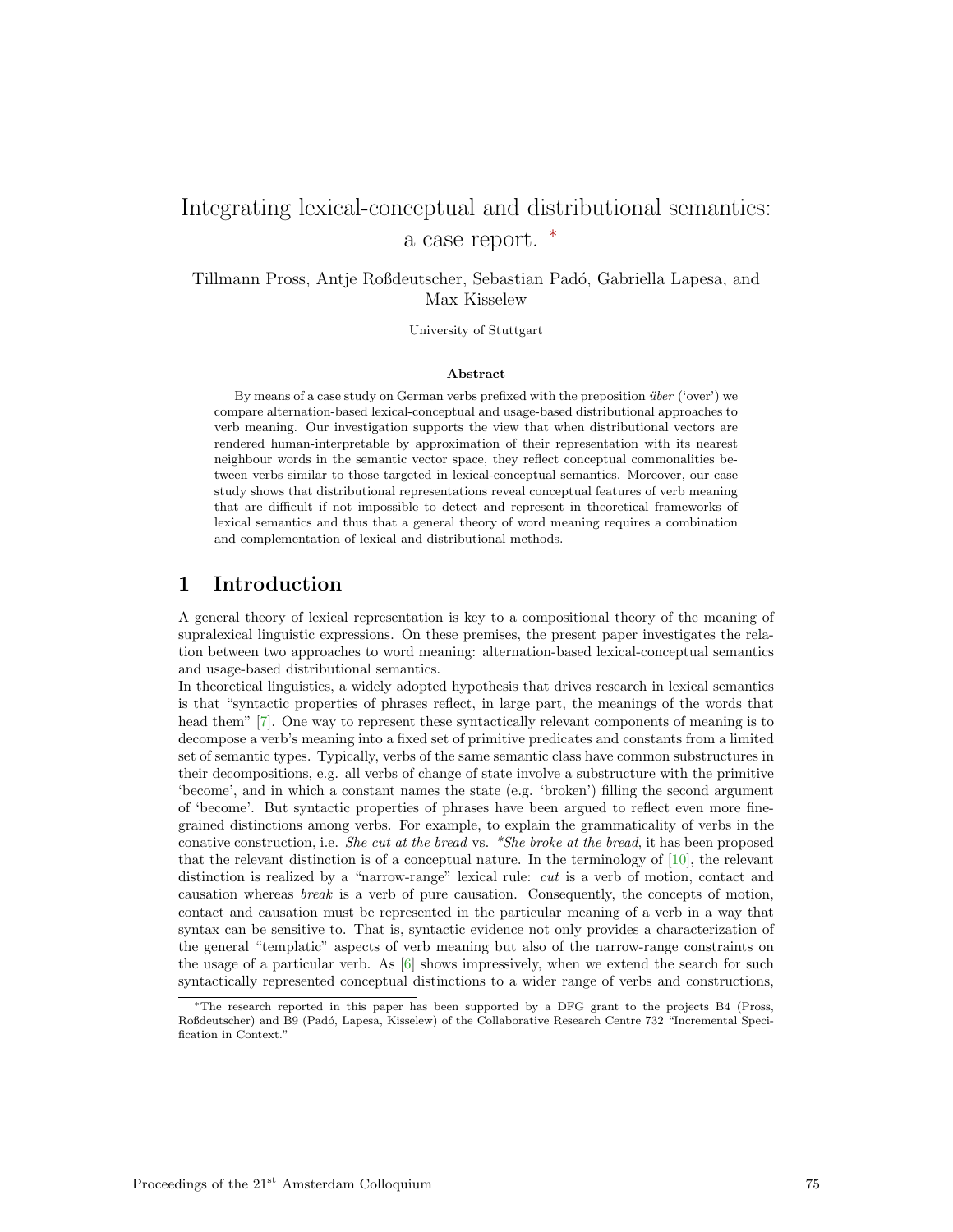# Integrating lexical-conceptual and distributional semantics: a case report. *

Tillmann Pross, Antje Roßdeutscher, Sebastian Padó, Gabriella Lapesa, and Max Kisselew

University of Stuttgart

### Abstract

By means of a case study on German verbs prefixed with the preposition *über* ('over') we compare alternation-based lexical-conceptual and usage-based distributional approaches to verb meaning. Our investigation supports the view that when distributional vectors are rendered human-interpretable by approximation of their representation with its nearest neighbour words in the semantic vector space, they reflect conceptual commonalities between verbs similar to those targeted in lexical-conceptual semantics. Moreover, our case study shows that distributional representations reveal conceptual features of verb meaning that are difficult if not impossible to detect and represent in theoretical frameworks of lexical semantics and thus that a general theory of word meaning requires a combination and complementation of lexical and distributional methods.

## 1 Introduction

A general theory of lexical representation is key to a compositional theory of the meaning of supralexical linguistic expressions. On these premises, the present paper investigates the relation between two approaches to word meaning: alternation-based lexical-conceptual semantics and usage-based distributional semantics.

In theoretical linguistics, a widely adopted hypothesis that drives research in lexical semantics is that "syntactic properties of phrases reflect, in large part, the meanings of the words that head them" [7]. One way to represent these syntactically relevant components of meaning is to decompose a verb's meaning into a fixed set of primitive predicates and constants from a limited set of semantic types. Typically, verbs of the same semantic class have common substructures in their decompositions, e.g. all verbs of change of state involve a substructure with the primitive 'become', and in which a constant names the state (e.g. 'broken') filling the second argument of 'become'. But syntactic properties of phrases have been argued to reflect even more fine-grained distinctions among verbs. For example, to explain the grammaticality of verbs in the conative construction, i.e. *She cut at the bread* vs. *\*She broke at the bread*, it has been proposed that the relevant distinction is of a conceptual nature. In the terminology of [10], the relevant distinction is realized by a "narrow-range" lexical rule: *cut* is a verb of motion, contact and causation whereas *break* is a verb of pure causation. Consequently, the concepts of motion, contact and causation must be represented in the particular meaning of a verb in a way that syntax can be sensitive to. That is, syntactic evidence not only provides a characterization of the general "templatic" aspects of verb meaning but also of the narrow-range constraints on the usage of a particular verb. As [6] shows impressively, when we extend the search for such syntactically represented conceptual distinctions to a wider range of verbs and constructions,

---

*The research reported in this paper has been supported by a DFG grant to the projects B4 (Pross, Roßdeutscher) and B9 (Padó, Lapesa, Kisselew) of the Collaborative Research Centre 732 "Incremental Specification in Context."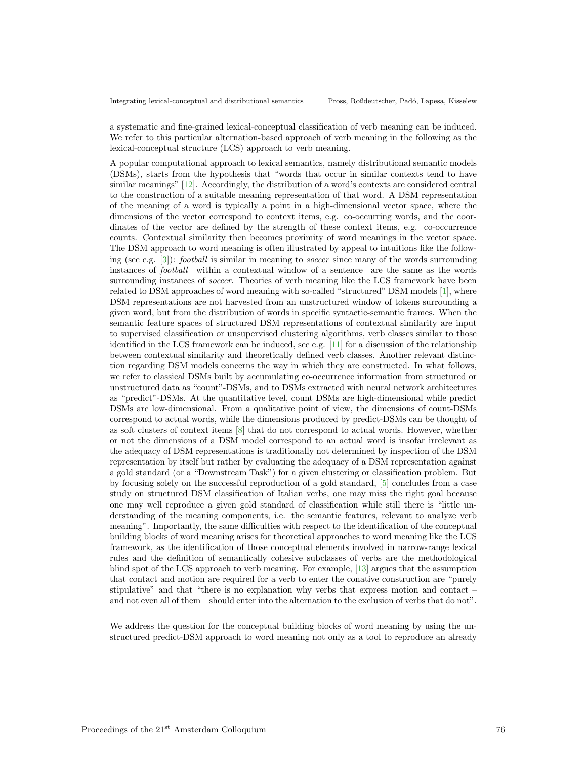a systematic and fine-grained lexical-conceptual classification of verb meaning can be induced. We refer to this particular alternation-based approach of verb meaning in the following as the lexical-conceptual structure (LCS) approach to verb meaning.

A popular computational approach to lexical semantics, namely distributional semantic models (DSMs), starts from the hypothesis that "words that occur in similar contexts tend to have similar meanings" [12]. Accordingly, the distribution of a word's contexts are considered central to the construction of a suitable meaning representation of that word. A DSM representation of the meaning of a word is typically a point in a high-dimensional vector space, where the dimensions of the vector correspond to context items, e.g. co-occurring words, and the coordinates of the vector are defined by the strength of these context items, e.g. co-occurrence counts. Contextual similarity then becomes proximity of word meanings in the vector space. The DSM approach to word meaning is often illustrated by appeal to intuitions like the following (see e.g. [3]): *football* is similar in meaning to *soccer* since many of the words surrounding instances of *football* within a contextual window of a sentence are the same as the words surrounding instances of *soccer*. Theories of verb meaning like the LCS framework have been related to DSM approaches of word meaning with so-called "structured" DSM models [1], where DSM representations are not harvested from an unstructured window of tokens surrounding a given word, but from the distribution of words in specific syntactic-semantic frames. When the semantic feature spaces of structured DSM representations of contextual similarity are input to supervised classification or unsupervised clustering algorithms, verb classes similar to those identified in the LCS framework can be induced, see e.g. [11] for a discussion of the relationship between contextual similarity and theoretically defined verb classes. Another relevant distinction regarding DSM models concerns the way in which they are constructed. In what follows, we refer to classical DSMs built by accumulating co-occurrence information from structured or unstructured data as "count"-DSMs, and to DSMs extracted with neural network architectures as "predict"-DSMs. At the quantitative level, count DSMs are high-dimensional while predict DSMs are low-dimensional. From a qualitative point of view, the dimensions of count-DSMs correspond to actual words, while the dimensions produced by predict-DSMs can be thought of as soft clusters of context items [8] that do not correspond to actual words. However, whether or not the dimensions of a DSM model correspond to an actual word is insofar irrelevant as the adequacy of DSM representations is traditionally not determined by inspection of the DSM representation by itself but rather by evaluating the adequacy of a DSM representation against a gold standard (or a "Downstream Task") for a given clustering or classification problem. But by focusing solely on the successful reproduction of a gold standard, [5] concludes from a case study on structured DSM classification of Italian verbs, one may miss the right goal because one may well reproduce a given gold standard of classification while still there is "little understanding of the meaning components, i.e. the semantic features, relevant to analyze verb meaning". Importantly, the same difficulties with respect to the identification of the conceptual building blocks of word meaning arises for theoretical approaches to word meaning like the LCS framework, as the identification of those conceptual elements involved in narrow-range lexical rules and the definition of semantically cohesive subclasses of verbs are the methodological blind spot of the LCS approach to verb meaning. For example, [13] argues that the assumption that contact and motion are required for a verb to enter the conative construction are "purely stipulative" and that "there is no explanation why verbs that express motion and contact – and not even all of them – should enter into the alternation to the exclusion of verbs that do not".

We address the question for the conceptual building blocks of word meaning by using the unstructured predict-DSM approach to word meaning not only as a tool to reproduce an already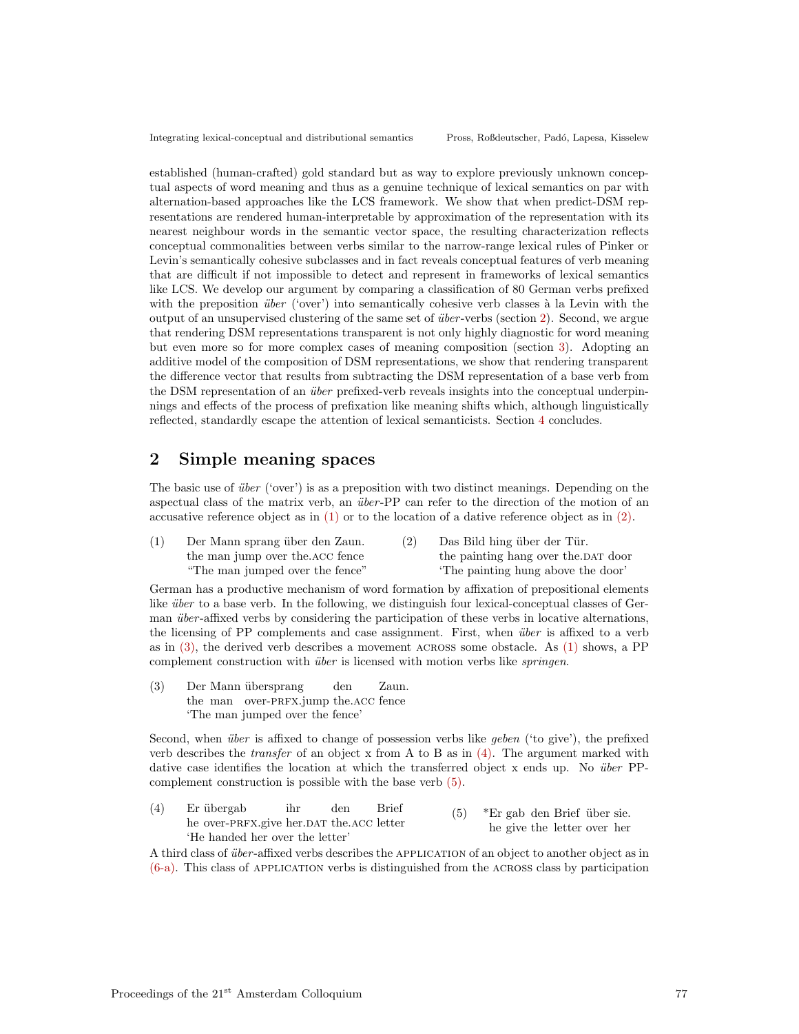established (human-crafted) gold standard but as way to explore previously unknown conceptual aspects of word meaning and thus as a genuine technique of lexical semantics on par with alternation-based approaches like the LCS framework. We show that when predict-DSM representations are rendered human-interpretable by approximation of the representation with its nearest neighbour words in the semantic vector space, the resulting characterization reflects conceptual commonalities between verbs similar to the narrow-range lexical rules of Pinker or Levin's semantically cohesive subclasses and in fact reveals conceptual features of verb meaning that are difficult if not impossible to detect and represent in frameworks of lexical semantics like LCS. We develop our argument by comparing a classification of 80 German verbs prefixed with the preposition *über* ('over') into semantically cohesive verb classes à la Levin with the output of an unsupervised clustering of the same set of *über*-verbs (section 2). Second, we argue that rendering DSM representations transparent is not only highly diagnostic for word meaning but even more so for more complex cases of meaning composition (section 3). Adopting an additive model of the composition of DSM representations, we show that rendering transparent the difference vector that results from subtracting the DSM representation of a base verb from the DSM representation of an *über* prefixed-verb reveals insights into the conceptual underpinnings and effects of the process of prefixation like meaning shifts which, although linguistically reflected, standardly escape the attention of lexical semanticists. Section 4 concludes.

## 2 Simple meaning spaces

The basic use of *über* ('over') is as a preposition with two distinct meanings. Depending on the aspectual class of the matrix verb, an *über*-PP can refer to the direction of the motion of an accusative reference object as in (1) or to the location of a dative reference object as in (2).

(1) Der Mann sprang über den Zaun.
the man jump over the.ACC fence
"The man jumped over the fence"

(2) Das Bild hing über der Tür.
the painting hang over the.DAT door
'The painting hung above the door'

German has a productive mechanism of word formation by affixation of prepositional elements like *über* to a base verb. In the following, we distinguish four lexical-conceptual classes of German *über*-affixed verbs by considering the participation of these verbs in locative alternations, the licensing of PP complements and case assignment. First, when *über* is affixed to a verb as in (3), the derived verb describes a movement ACROSS some obstacle. As (1) shows, a PP complement construction with *über* is licensed with motion verbs like *springen*.

(3) Der Mann übersprang den Zaun.
the man over-PRFX.jump the.ACC fence
'The man jumped over the fence'

Second, when *über* is affixed to change of possession verbs like *geben* ('to give'), the prefixed verb describes the *transfer* of an object x from A to B as in (4). The argument marked with dative case identifies the location at which the transferred object x ends up. No *über* PP-complement construction is possible with the base verb (5).

(4) Er übergab ihr den Brief
he over-PRFX.give her.DAT the.ACC letter
'He handed her over the letter'

(5) *Er gab den Brief über sie.
he give the letter over her

A third class of *über*-affixed verbs describes the APPLICATION of an object to another object as in (6-a). This class of APPLICATION verbs is distinguished from the ACROSS class by participation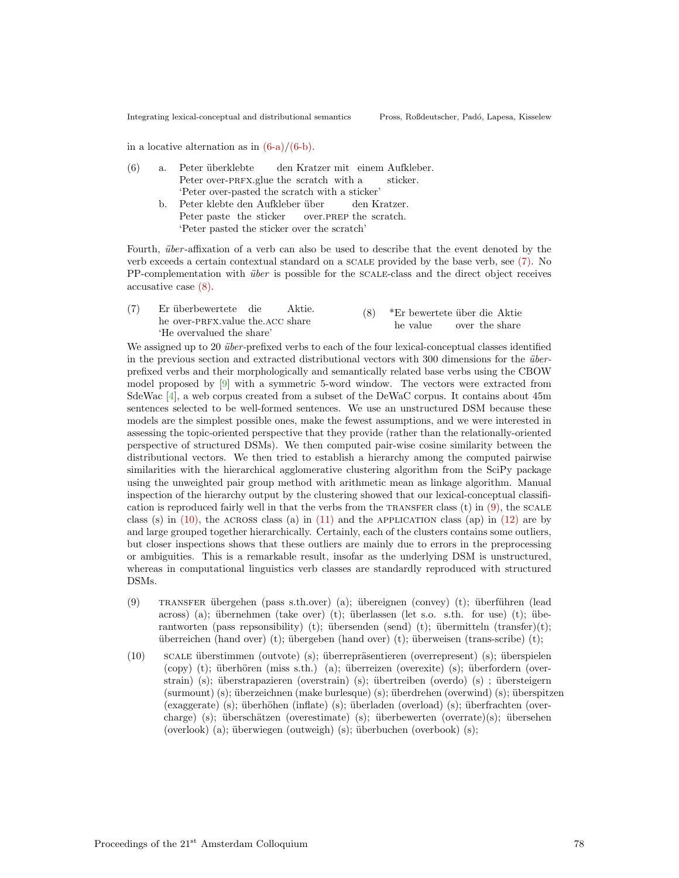in a locative alternation as in (6-a)/(6-b).

(6) a. Peter überklebte den Kratzer mit einem Aufkleber.
Peter over-PRFX.glue the scratch with a sticker.
'Peter over-pasted the scratch with a sticker'

b. Peter klebte den Aufkleber über den Kratzer.
Peter paste the sticker over.PREP the scratch.
'Peter pasted the sticker over the scratch'

Fourth, *über*-affixation of a verb can also be used to describe that the event denoted by the verb exceeds a certain contextual standard on a SCALE provided by the base verb, see (7). No PP-complementation with *über* is possible for the SCALE-class and the direct object receives accusative case (8).

(7) Er überbewertete die Aktie.
he over-PRFX.value the.ACC share
'He overvalued the share'

(8) *Er bewertete über die Aktie
he value over the share

We assigned up to 20 *über*-prefixed verbs to each of the four lexical-conceptual classes identified in the previous section and extracted distributional vectors with 300 dimensions for the *über*-prefixed verbs and their morphologically and semantically related base verbs using the CBOW model proposed by [9] with a symmetric 5-word window. The vectors were extracted from SdeWac [4], a web corpus created from a subset of the DeWaC corpus. It contains about 45m sentences selected to be well-formed sentences. We use an unstructured DSM because these models are the simplest possible ones, make the fewest assumptions, and we were interested in assessing the topic-oriented perspective that they provide (rather than the relationally-oriented perspective of structured DSMs). We then computed pair-wise cosine similarity between the distributional vectors. We then tried to establish a hierarchy among the computed pairwise similarities with the hierarchical agglomerative clustering algorithm from the SciPy package using the unweighted pair group method with arithmetic mean as linkage algorithm. Manual inspection of the hierarchy output by the clustering showed that our lexical-conceptual classification is reproduced fairly well in that the verbs from the TRANSFER class (t) in (9), the SCALE class (s) in (10), the ACROSS class (a) in (11) and the APPLICATION class (ap) in (12) are by and large grouped together hierarchically. Certainly, each of the clusters contains some outliers, but closer inspections shows that these outliers are mainly due to errors in the preprocessing or ambiguities. This is a remarkable result, insofar as the underlying DSM is unstructured, whereas in computational linguistics verb classes are standardly reproduced with structured DSMs.

(9) TRANSFER übergehen (pass s.th.over) (a); übereignen (convey) (t); überführen (lead across) (a); übernehmen (take over) (t); überlassen (let s.o. s.th. for use) (t); überantworten (pass repsonsibility) (t); übersenden (send) (t); übermitteln (transfer)(t); überreichen (hand over) (t); übergeben (hand over) (t); überweisen (trans-scribe) (t);

(10) SCALE überstimmen (outvote) (s); überrepräsentieren (overrepresent) (s); überspielen (copy) (t); überhören (miss s.th.) (a); überreizen (overexite) (s); überfordern (overstrain) (s); überstrapazieren (overstrain) (s); übertreiben (overdo) (s) ; übersteigern (surmount) (s); überzeichnen (make burlesque) (s); überdrehen (overwind) (s); überspitzen (exaggerate) (s); überhöhen (inflate) (s); überladen (overload) (s); überfrachten (overcharge) (s); überschätzen (overestimate) (s); überbewerten (overrate)(s); übersehen (overlook) (a); überwiegen (outweigh) (s); überbuchen (overbook) (s);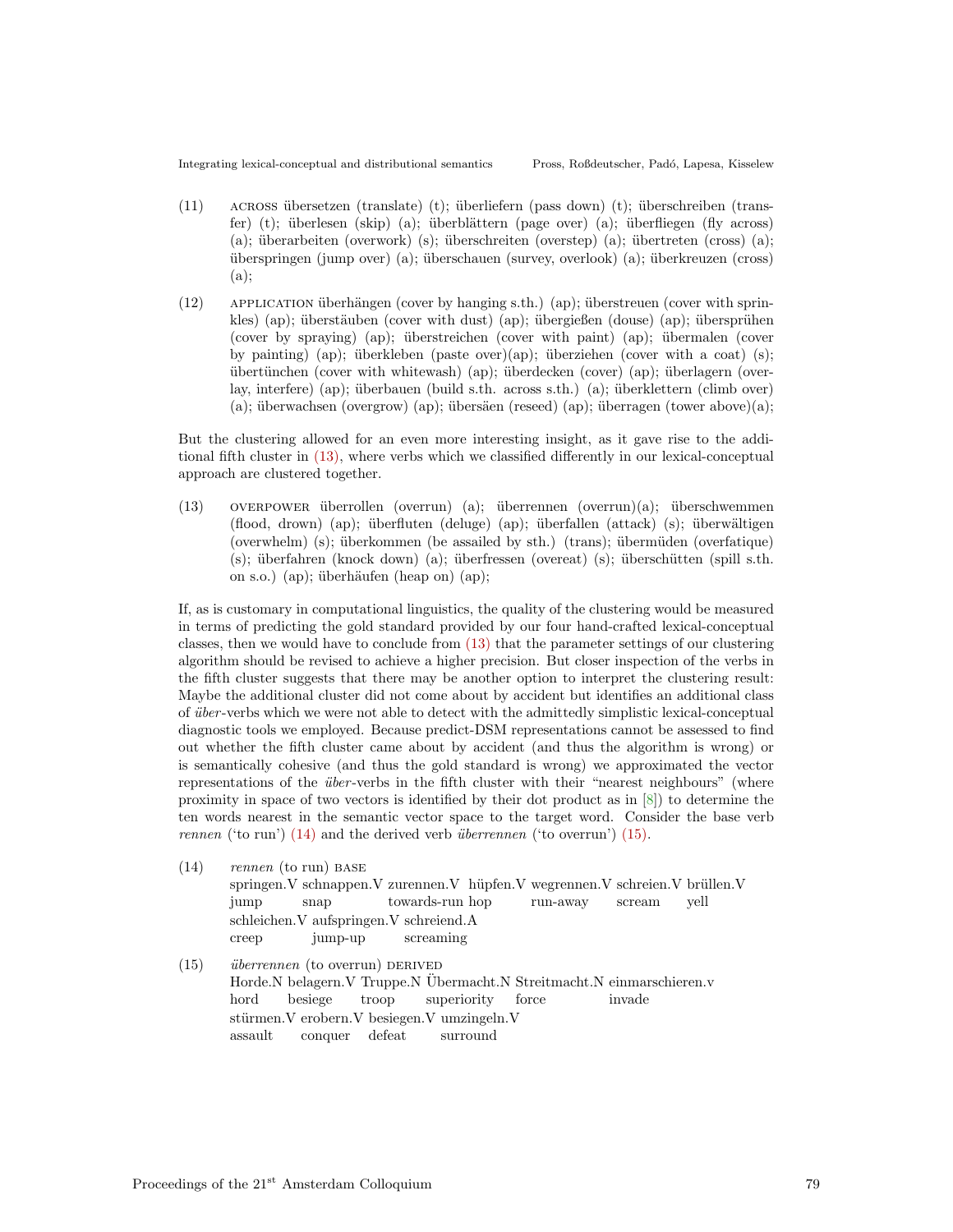(11) ACROSS übersetzen (translate) (t); überliefern (pass down) (t); überschreiben (transfer) (t); überlesen (skip) (a); überblättern (page over) (a); überfliegen (fly across) (a); überarbeiten (overwork) (s); überschreiten (overstep) (a); übertreten (cross) (a); überspringen (jump over) (a); überschauen (survey, overlook) (a); überkreuzen (cross) (a);

(12) APPLICATION überhängen (cover by hanging s.th.) (ap); überstreuen (cover with sprinkles) (ap); überstäuben (cover with dust) (ap); übergießen (douse) (ap); übersprühen (cover by spraying) (ap); überstreichen (cover with paint) (ap); übermalen (cover by painting) (ap); überkleben (paste over)(ap); überziehen (cover with a coat) (s); übertünchen (cover with whitewash) (ap); überdecken (cover) (ap); überlagern (overlay, interfere) (ap); überbauen (build s.th. across s.th.) (a); überklettern (climb over) (a); überwachsen (overgrow) (ap); übersäen (reseed) (ap); überragen (tower above)(a);

But the clustering allowed for an even more interesting insight, as it gave rise to the additional fifth cluster in (13), where verbs which we classified differently in our lexical-conceptual approach are clustered together.

(13) OVERPOWER überrollen (overrun) (a); überrennen (overrun)(a); überschwemmen (flood, drown) (ap); überfluten (deluge) (ap); überfallen (attack) (s); überwältigen (overwhelm) (s); überkommen (be assailed by sth.) (trans); übermüden (overfatique) (s); überfahren (knock down) (a); überfressen (overeat) (s); überschütten (spill s.th. on s.o.) (ap); überhäufen (heap on) (ap);

If, as is customary in computational linguistics, the quality of the clustering would be measured in terms of predicting the gold standard provided by our four hand-crafted lexical-conceptual classes, then we would have to conclude from (13) that the parameter settings of our clustering algorithm should be revised to achieve a higher precision. But closer inspection of the verbs in the fifth cluster suggests that there may be another option to interpret the clustering result: Maybe the additional cluster did not come about by accident but identifies an additional class of *über*-verbs which we were not able to detect with the admittedly simplistic lexical-conceptual diagnostic tools we employed. Because predict-DSM representations cannot be assessed to find out whether the fifth cluster came about by accident (and thus the algorithm is wrong) or is semantically cohesive (and thus the gold standard is wrong) we approximated the vector representations of the *über*-verbs in the fifth cluster with their "nearest neighbours" (where proximity in space of two vectors is identified by their dot product as in [8]) to determine the ten words nearest in the semantic vector space to the target word. Consider the base verb *rennen* ('to run') (14) and the derived verb *überrennen* ('to overrun') (15).

(14) *rennen* (to run) BASE
springen.V schnappen.V zurennen.V hüpfen.V wegrennen.V schreien.V brüllen.V
jump snap towards-run hop run-away scream yell
schleichen.V aufspringen.V schreiend.A
creep jump-up screaming

(15) *überrennen* (to overrun) DERIVED
Horde.N belagern.V Truppe.N Übermacht.N Streitmacht.N einmarschieren.v
hord besiege troop superiority force invade
stürmen.V erobern.V besiegen.V umzingeln.V
assault conquer defeat surround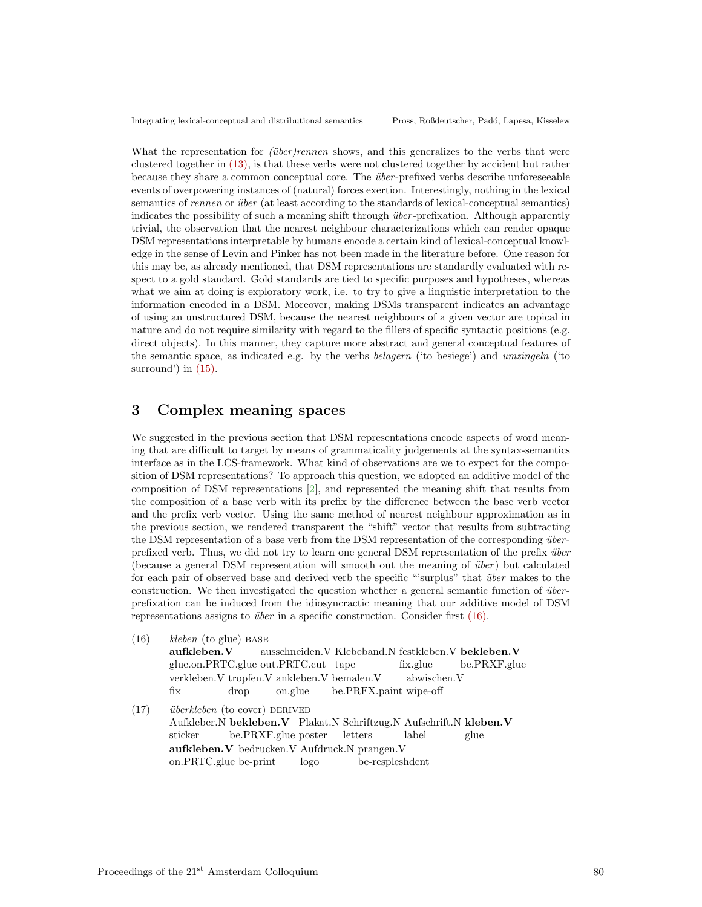What the representation for *(über)rennen* shows, and this generalizes to the verbs that were clustered together in (13), is that these verbs were not clustered together by accident but rather because they share a common conceptual core. The *über*-prefixed verbs describe unforeseeable events of overpowering instances of (natural) forces exertion. Interestingly, nothing in the lexical semantics of *rennen* or *über* (at least according to the standards of lexical-conceptual semantics) indicates the possibility of such a meaning shift through *über*-prefixation. Although apparently trivial, the observation that the nearest neighbour characterizations which can render opaque DSM representations interpretable by humans encode a certain kind of lexical-conceptual knowledge in the sense of Levin and Pinker has not been made in the literature before. One reason for this may be, as already mentioned, that DSM representations are standardly evaluated with respect to a gold standard. Gold standards are tied to specific purposes and hypotheses, whereas what we aim at doing is exploratory work, i.e. to try to give a linguistic interpretation to the information encoded in a DSM. Moreover, making DSMs transparent indicates an advantage of using an unstructured DSM, because the nearest neighbours of a given vector are topical in nature and do not require similarity with regard to the fillers of specific syntactic positions (e.g. direct objects). In this manner, they capture more abstract and general conceptual features of the semantic space, as indicated e.g. by the verbs *belagern* ('to besiege') and *umzingeln* ('to surround') in (15).

## 3 Complex meaning spaces

We suggested in the previous section that DSM representations encode aspects of word meaning that are difficult to target by means of grammaticality judgements at the syntax-semantics interface as in the LCS-framework. What kind of observations are we to expect for the composition of DSM representations? To approach this question, we adopted an additive model of the composition of DSM representations [2], and represented the meaning shift that results from the composition of a base verb with its prefix by the difference between the base verb vector and the prefix verb vector. Using the same method of nearest neighbour approximation as in the previous section, we rendered transparent the "shift" vector that results from subtracting the DSM representation of a base verb from the DSM representation of the corresponding *über*-prefixed verb. Thus, we did not try to learn one general DSM representation of the prefix *über* (because a general DSM representation will smooth out the meaning of *über*) but calculated for each pair of observed base and derived verb the specific "'surplus" that *über* makes to the construction. We then investigated the question whether a general semantic function of *über*-prefixation can be induced from the idiosyncractic meaning that our additive model of DSM representations assigns to *über* in a specific construction. Consider first (16).

(16) *kleben* (to glue) BASE

| **aufkleben.V** | ausschneiden.V | Klebeband.N | festkleben.V | **bekleben.V** |
|---|---|---|---|---|
| glue.on.PRTC.glue | out.PRTC.cut | tape | fix.glue | be.PRXF.glue |
| verkleben.V | tropfen.V | ankleben.V | bemalen.V | abwischen.V |
| fix | drop | on.glue | be.PRFX.paint | wipe-off |

(17) *überkleben* (to cover) DERIVED

| Aufkleber.N | **bekleben.V** | Plakat.N | Schriftzug.N | Aufschrift.N | **kleben.V** |
|---|---|---|---|---|---|
| sticker | be.PRXF.glue | poster | letters | label | glue |
| **aufkleben.V** | bedrucken.V | Aufdruck.N | prangen.V | | |
| on.PRTC.glue | be-print | logo | be-respleshdent | | |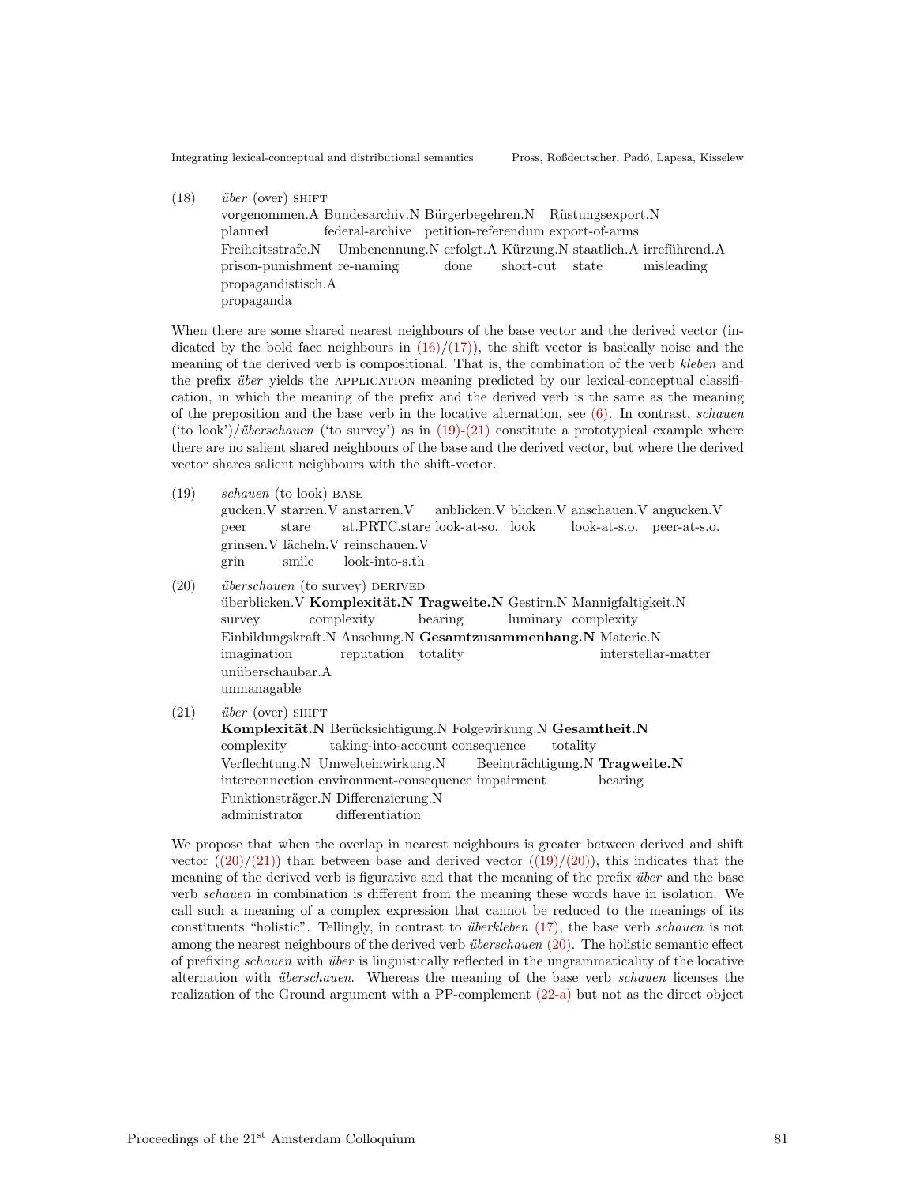(18) *über* (over) SHIFT

| vorgenommen.A | Bundesarchiv.N | Bürgerbegehren.N | Rüstungsexport.N |
|---|---|---|---|
| planned | federal-archive | petition-referendum | export-of-arms |

| Freiheitsstrafe.N | Umbenennung.N | erfolgt.A | Kürzung.N | staatlich.A | irreführend.A |
|---|---|---|---|---|---|
| prison-punishment | re-naming | done | short-cut | state | misleading |

| propagandistisch.A |
|---|
| propaganda |

When there are some shared nearest neighbours of the base vector and the derived vector (indicated by the bold face neighbours in (16)/(17)), the shift vector is basically noise and the meaning of the derived verb is compositional. That is, the combination of the verb *kleben* and the prefix *über* yields the APPLICATION meaning predicted by our lexical-conceptual classification, in which the meaning of the prefix and the derived verb is the same as the meaning of the preposition and the base verb in the locative alternation, see (6). In contrast, *schauen* ('to look')/*überschauen* ('to survey') as in (19)-(21) constitute a prototypical example where there are no salient shared neighbours of the base and the derived vector, but where the derived vector shares salient neighbours with the shift-vector.

(19) *schauen* (to look) BASE

| gucken.V | starren.V | anstarren.V | anblicken.V | blicken.V | anschauen.V | angucken.V |
|---|---|---|---|---|---|---|
| peer | stare | at.PRTC.stare | look-at-so. | look | look-at-s.o. | peer-at-s.o. |

| grinsen.V | lächeln.V | reinschauen.V |
|---|---|---|
| grin | smile | look-into-s.th |

(20) *überschauen* (to survey) DERIVED

| überblicken.V | **Komplexität.N** | **Tragweite.N** | Gestirn.N | Mannigfaltigkeit.N |
|---|---|---|---|---|
| survey | complexity | bearing | luminary | complexity |

| Einbildungskraft.N | Ansehung.N | **Gesamtzusammenhang.N** | Materie.N |
|---|---|---|---|
| imagination | reputation | totality | interstellar-matter |

| unüberschaubar.A |
|---|
| unmanagable |

(21) *über* (over) SHIFT

| **Komplexität.N** | Berücksichtigung.N | Folgewirkung.N | **Gesamtheit.N** |
|---|---|---|---|
| complexity | taking-into-account | consequence | totality |

| Verflechtung.N | Umwelteinwirkung.N | Beeinträchtigung.N | **Tragweite.N** |
|---|---|---|---|
| interconnection | environment-consequence | impairment | bearing |

| Funktionsträger.N | Differenzierung.N |
|---|---|
| administrator | differentiation |

We propose that when the overlap in nearest neighbours is greater between derived and shift vector ((20)/(21)) than between base and derived vector ((19)/(20)), this indicates that the meaning of the derived verb is figurative and that the meaning of the prefix *über* and the base verb *schauen* in combination is different from the meaning these words have in isolation. We call such a meaning of a complex expression that cannot be reduced to the meanings of its constituents "holistic". Tellingly, in contrast to *überkleben* (17), the base verb *schauen* is not among the nearest neighbours of the derived verb *überschauen* (20). The holistic semantic effect of prefixing *schauen* with *über* is linguistically reflected in the ungrammaticality of the locative alternation with *überschauen*. Whereas the meaning of the base verb *schauen* licenses the realization of the Ground argument with a PP-complement (22-a) but not as the direct object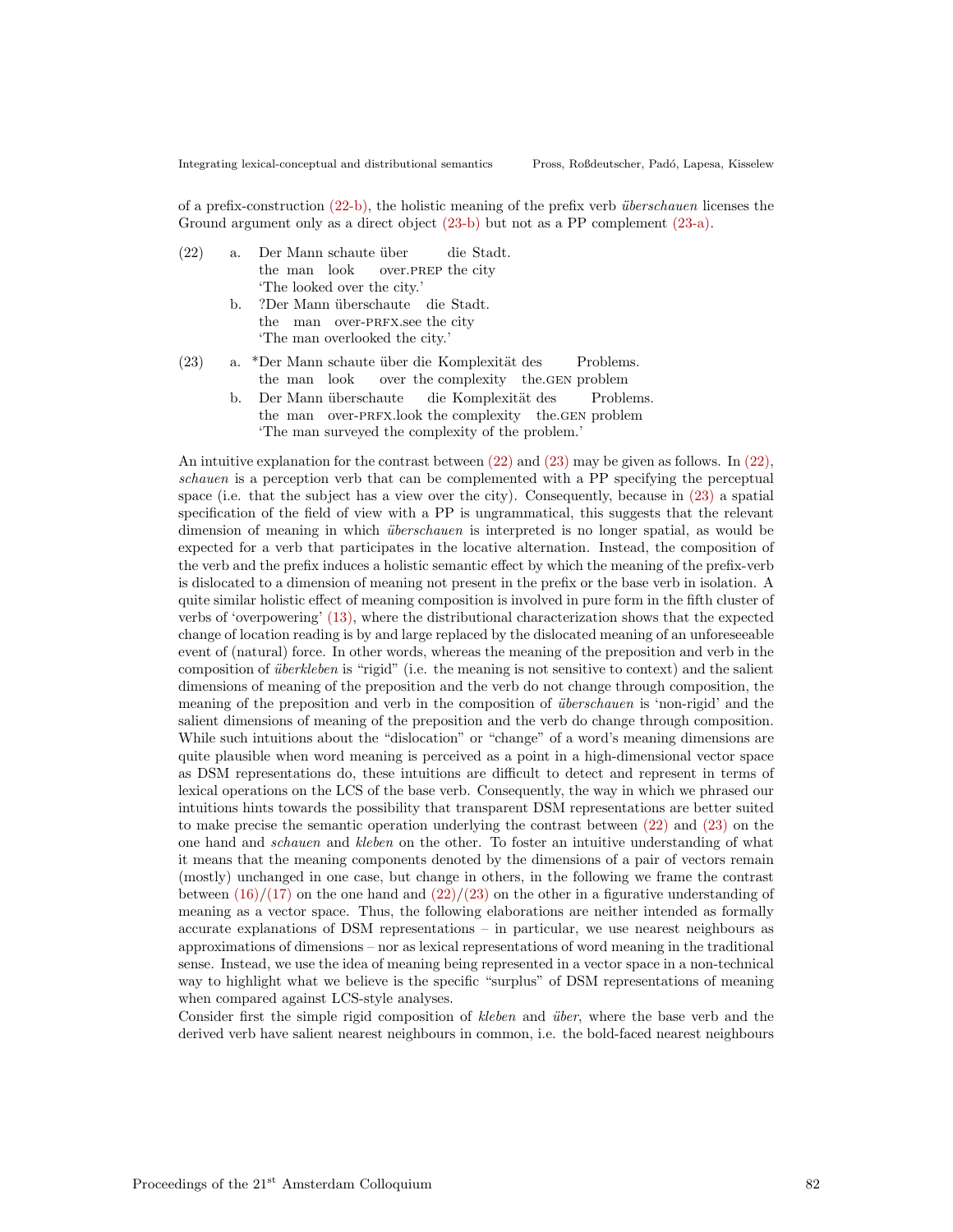of a prefix-construction (22-b), the holistic meaning of the prefix verb *überschauen* licenses the Ground argument only as a direct object (23-b) but not as a PP complement (23-a).

(22) a. Der Mann schaute über die Stadt.
the man look over.PREP the city
'The looked over the city.'

b. ?Der Mann überschaute die Stadt.
the man over-PRFX.see the city
'The man overlooked the city.'

(23) a. *Der Mann schaute über die Komplexität des Problems.
the man look over the complexity the.GEN problem

b. Der Mann überschaute die Komplexität des Problems.
the man over-PRFX.look the complexity the.GEN problem
'The man surveyed the complexity of the problem.'

An intuitive explanation for the contrast between (22) and (23) may be given as follows. In (22), *schauen* is a perception verb that can be complemented with a PP specifying the perceptual space (i.e. that the subject has a view over the city). Consequently, because in (23) a spatial specification of the field of view with a PP is ungrammatical, this suggests that the relevant dimension of meaning in which *überschauen* is interpreted is no longer spatial, as would be expected for a verb that participates in the locative alternation. Instead, the composition of the verb and the prefix induces a holistic semantic effect by which the meaning of the prefix-verb is dislocated to a dimension of meaning not present in the prefix or the base verb in isolation. A quite similar holistic effect of meaning composition is involved in pure form in the fifth cluster of verbs of 'overpowering' (13), where the distributional characterization shows that the expected change of location reading is by and large replaced by the dislocated meaning of an unforeseeable event of (natural) force. In other words, whereas the meaning of the preposition and verb in the composition of *überkleben* is "rigid" (i.e. the meaning is not sensitive to context) and the salient dimensions of meaning of the preposition and the verb do not change through composition, the meaning of the preposition and verb in the composition of *überschauen* is 'non-rigid' and the salient dimensions of meaning of the preposition and the verb do change through composition. While such intuitions about the "dislocation" or "change" of a word's meaning dimensions are quite plausible when word meaning is perceived as a point in a high-dimensional vector space as DSM representations do, these intuitions are difficult to detect and represent in terms of lexical operations on the LCS of the base verb. Consequently, the way in which we phrased our intuitions hints towards the possibility that transparent DSM representations are better suited to make precise the semantic operation underlying the contrast between (22) and (23) on the one hand and *schauen* and *kleben* on the other. To foster an intuitive understanding of what it means that the meaning components denoted by the dimensions of a pair of vectors remain (mostly) unchanged in one case, but change in others, in the following we frame the contrast between (16)/(17) on the one hand and (22)/(23) on the other in a figurative understanding of meaning as a vector space. Thus, the following elaborations are neither intended as formally accurate explanations of DSM representations – in particular, we use nearest neighbours as approximations of dimensions – nor as lexical representations of word meaning in the traditional sense. Instead, we use the idea of meaning being represented in a vector space in a non-technical way to highlight what we believe is the specific "surplus" of DSM representations of meaning when compared against LCS-style analyses.

Consider first the simple rigid composition of *kleben* and *über*, where the base verb and the derived verb have salient nearest neighbours in common, i.e. the bold-faced nearest neighbours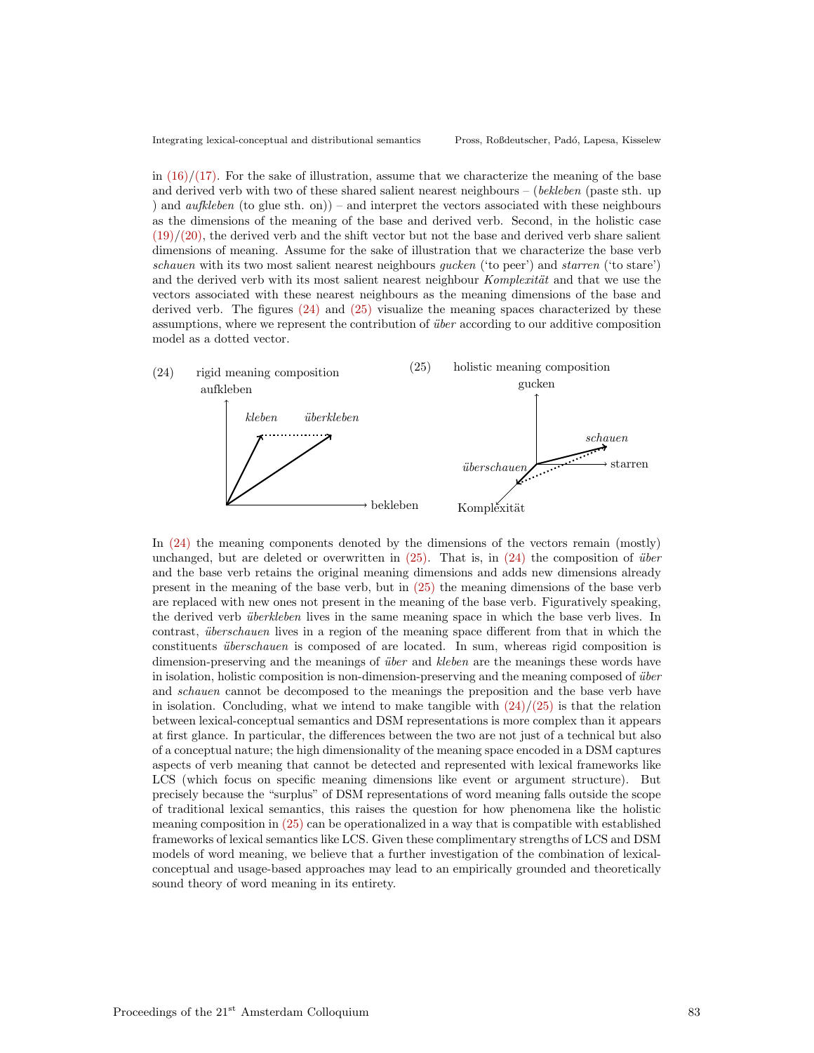in (16)/(17). For the sake of illustration, assume that we characterize the meaning of the base and derived verb with two of these shared salient nearest neighbours – (*bekleben* (paste sth. up ) and *aufkleben* (to glue sth. on)) – and interpret the vectors associated with these neighbours as the dimensions of the meaning of the base and derived verb. Second, in the holistic case (19)/(20), the derived verb and the shift vector but not the base and derived verb share salient dimensions of meaning. Assume for the sake of illustration that we characterize the base verb *schauen* with its two most salient nearest neighbours *gucken* ('to peer') and *starren* ('to stare') and the derived verb with its most salient nearest neighbour *Komplexität* and that we use the vectors associated with these nearest neighbours as the meaning dimensions of the base and derived verb. The figures (24) and (25) visualize the meaning spaces characterized by these assumptions, where we represent the contribution of *über* according to our additive composition model as a dotted vector.

(24) rigid meaning composition

aufkleben — *kleben* — *überkleben* — bekleben

(25) holistic meaning composition

gucken — *schauen* — starren — *überschauen* — Komplexität

In (24) the meaning components denoted by the dimensions of the vectors remain (mostly) unchanged, but are deleted or overwritten in (25). That is, in (24) the composition of *über* and the base verb retains the original meaning dimensions and adds new dimensions already present in the meaning of the base verb, but in (25) the meaning dimensions of the base verb are replaced with new ones not present in the meaning of the base verb. Figuratively speaking, the derived verb *überkleben* lives in the same meaning space in which the base verb lives. In contrast, *überschauen* lives in a region of the meaning space different from that in which the constituents *überschauen* is composed of are located. In sum, whereas rigid composition is dimension-preserving and the meanings of *über* and *kleben* are the meanings these words have in isolation, holistic composition is non-dimension-preserving and the meaning composed of *über* and *schauen* cannot be decomposed to the meanings the preposition and the base verb have in isolation. Concluding, what we intend to make tangible with (24)/(25) is that the relation between lexical-conceptual semantics and DSM representations is more complex than it appears at first glance. In particular, the differences between the two are not just of a technical but also of a conceptual nature; the high dimensionality of the meaning space encoded in a DSM captures aspects of verb meaning that cannot be detected and represented with lexical frameworks like LCS (which focus on specific meaning dimensions like event or argument structure). But precisely because the "surplus" of DSM representations of word meaning falls outside the scope of traditional lexical semantics, this raises the question for how phenomena like the holistic meaning composition in (25) can be operationalized in a way that is compatible with established frameworks of lexical semantics like LCS. Given these complimentary strengths of LCS and DSM models of word meaning, we believe that a further investigation of the combination of lexical-conceptual and usage-based approaches may lead to an empirically grounded and theoretically sound theory of word meaning in its entirety.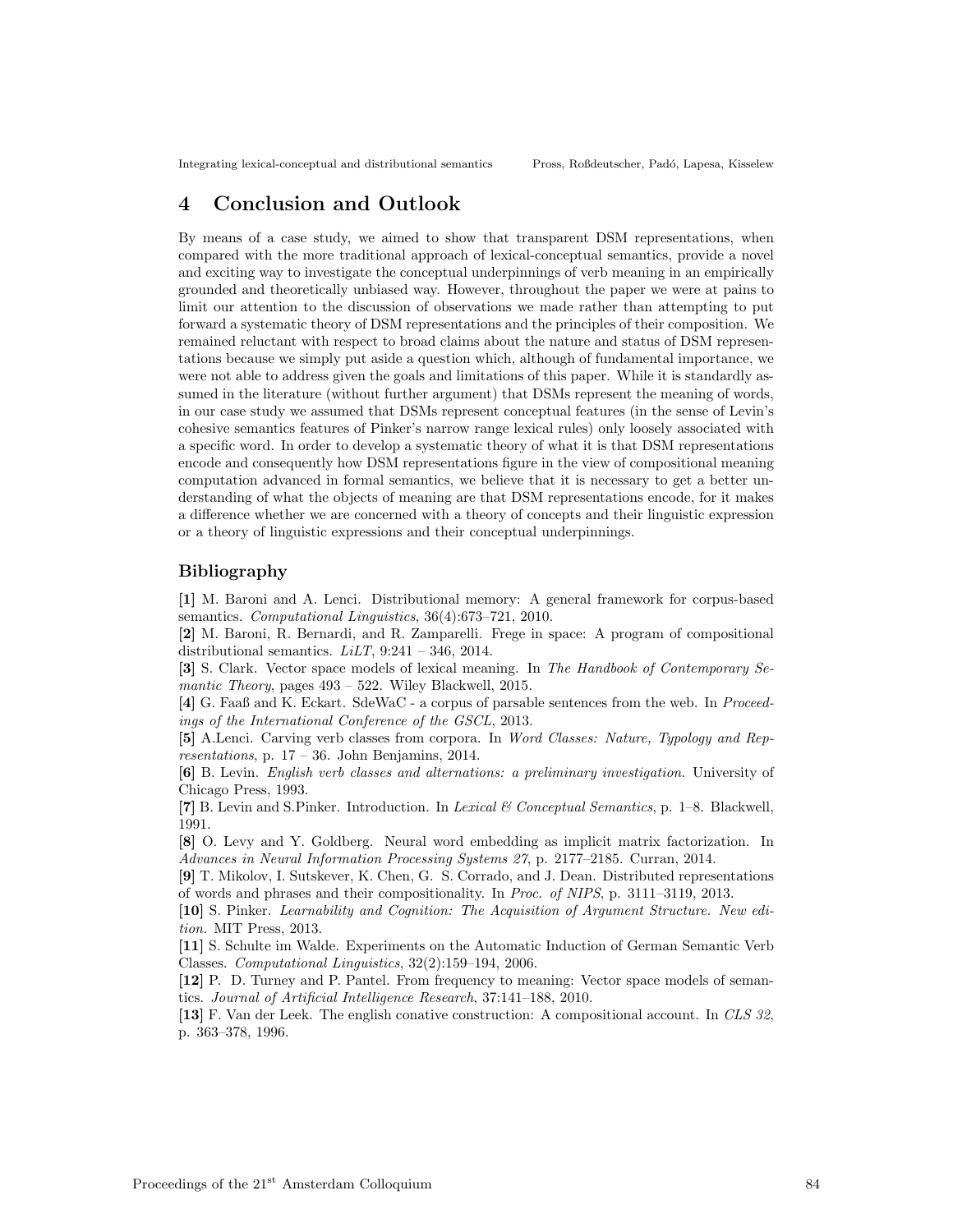## 4 Conclusion and Outlook

By means of a case study, we aimed to show that transparent DSM representations, when compared with the more traditional approach of lexical-conceptual semantics, provide a novel and exciting way to investigate the conceptual underpinnings of verb meaning in an empirically grounded and theoretically unbiased way. However, throughout the paper we were at pains to limit our attention to the discussion of observations we made rather than attempting to put forward a systematic theory of DSM representations and the principles of their composition. We remained reluctant with respect to broad claims about the nature and status of DSM representations because we simply put aside a question which, although of fundamental importance, we were not able to address given the goals and limitations of this paper. While it is standardly assumed in the literature (without further argument) that DSMs represent the meaning of words, in our case study we assumed that DSMs represent conceptual features (in the sense of Levin's cohesive semantics features of Pinker's narrow range lexical rules) only loosely associated with a specific word. In order to develop a systematic theory of what it is that DSM representations encode and consequently how DSM representations figure in the view of compositional meaning computation advanced in formal semantics, we believe that it is necessary to get a better understanding of what the objects of meaning are that DSM representations encode, for it makes a difference whether we are concerned with a theory of concepts and their linguistic expression or a theory of linguistic expressions and their conceptual underpinnings.

### Bibliography

**[1]** M. Baroni and A. Lenci. Distributional memory: A general framework for corpus-based semantics. *Computational Linguistics*, 36(4):673–721, 2010.

**[2]** M. Baroni, R. Bernardi, and R. Zamparelli. Frege in space: A program of compositional distributional semantics. *LiLT*, 9:241 – 346, 2014.

**[3]** S. Clark. Vector space models of lexical meaning. In *The Handbook of Contemporary Semantic Theory*, pages 493 – 522. Wiley Blackwell, 2015.

**[4]** G. Faaß and K. Eckart. SdeWaC - a corpus of parsable sentences from the web. In *Proceedings of the International Conference of the GSCL*, 2013.

**[5]** A.Lenci. Carving verb classes from corpora. In *Word Classes: Nature, Typology and Representations*, p. 17 – 36. John Benjamins, 2014.

**[6]** B. Levin. *English verb classes and alternations: a preliminary investigation*. University of Chicago Press, 1993.

**[7]** B. Levin and S.Pinker. Introduction. In *Lexical & Conceptual Semantics*, p. 1–8. Blackwell, 1991.

**[8]** O. Levy and Y. Goldberg. Neural word embedding as implicit matrix factorization. In *Advances in Neural Information Processing Systems 27*, p. 2177–2185. Curran, 2014.

**[9]** T. Mikolov, I. Sutskever, K. Chen, G. S. Corrado, and J. Dean. Distributed representations of words and phrases and their compositionality. In *Proc. of NIPS*, p. 3111–3119, 2013.

**[10]** S. Pinker. *Learnability and Cognition: The Acquisition of Argument Structure. New edition.* MIT Press, 2013.

**[11]** S. Schulte im Walde. Experiments on the Automatic Induction of German Semantic Verb Classes. *Computational Linguistics*, 32(2):159–194, 2006.

**[12]** P. D. Turney and P. Pantel. From frequency to meaning: Vector space models of semantics. *Journal of Artificial Intelligence Research*, 37:141–188, 2010.

**[13]** F. Van der Leek. The english conative construction: A compositional account. In *CLS 32*, p. 363–378, 1996.